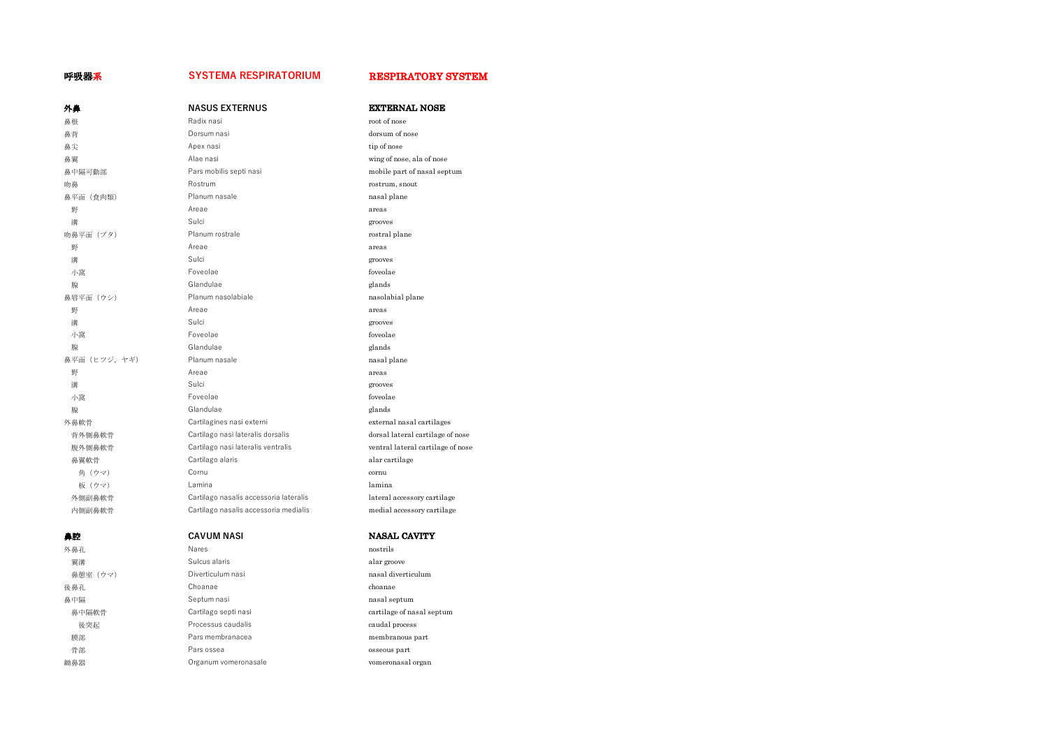| 呼吸器系 | SYSTEMA RESPIRATORIUM | RESPIRATORY SYSTEM |
|---|---|---|
| **外鼻** | **NASUS EXTERNUS** | **EXTERNAL NOSE** |
| 鼻根 | Radix nasi | root of nose |
| 鼻背 | Dorsum nasi | dorsum of nose |
| 鼻尖 | Apex nasi | tip of nose |
| 鼻翼 | Alae nasi | wing of nose, ala of nose |
| 鼻中隔可動部 | Pars mobilis septi nasi | mobile part of nasal septum |
| 吻鼻 | Rostrum | rostrum, snout |
| 鼻平面（食肉類） | Planum nasale | nasal plane |
| 野 | Areae | areas |
| 溝 | Sulci | grooves |
| 吻鼻平面（ブタ） | Planum rostrale | rostral plane |
| 野 | Areae | areas |
| 溝 | Sulci | grooves |
| 小窩 | Foveolae | foveolae |
| 腺 | Glandulae | glands |
| 鼻唇平面（ウシ） | Planum nasolabiale | nasolabial plane |
| 野 | Areae | areas |
| 溝 | Sulci | grooves |
| 小窩 | Foveolae | foveolae |
| 腺 | Glandulae | glands |
| 鼻平面（ヒツジ，ヤギ） | Planum nasale | nasal plane |
| 野 | Areae | areas |
| 溝 | Sulci | grooves |
| 小窩 | Foveolae | foveolae |
| 腺 | Glandulae | glands |
| 外鼻軟骨 | Cartilagines nasi externi | external nasal cartilages |
| 背外側鼻軟骨 | Cartilago nasi lateralis dorsalis | dorsal lateral cartilage of nose |
| 腹外側鼻軟骨 | Cartilago nasi lateralis ventralis | ventral lateral cartilage of nose |
| 鼻翼軟骨 | Cartilago alaris | alar cartilage |
| 角（ウマ） | Cornu | cornu |
| 板（ウマ） | Lamina | lamina |
| 外側副鼻軟骨 | Cartilago nasalis accessoria lateralis | lateral accessory cartilage |
| 内側副鼻軟骨 | Cartilago nasalis accessoria medialis | medial accessory cartilage |
| | | |
| **鼻腔** | **CAVUM NASI** | **NASAL CAVITY** |
| 外鼻孔 | Nares | nostrils |
| 翼溝 | Sulcus alaris | alar groove |
| 鼻憩室（ウマ） | Diverticulum nasi | nasal diverticulum |
| 後鼻孔 | Choanae | choanae |
| 鼻中隔 | Septum nasi | nasal septum |
| 鼻中隔軟骨 | Cartilago septi nasi | cartilage of nasal septum |
| 後突起 | Processus caudalis | caudal process |
| 膜部 | Pars membranacea | membranous part |
| 骨部 | Pars ossea | osseous part |
| 鋤鼻器 | Organum vomeronasale | vomeronasal organ |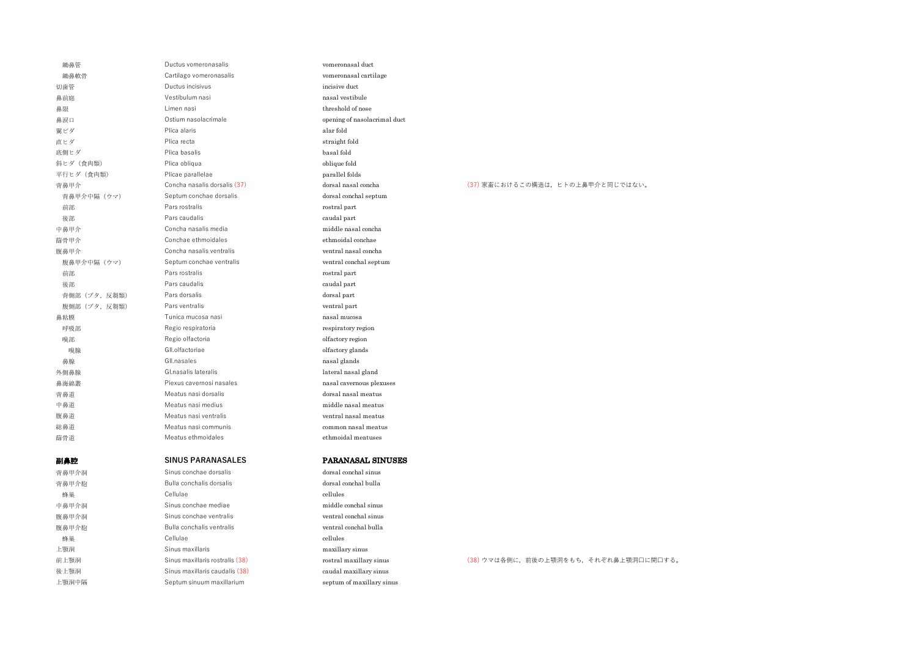| | | | |
|---|---|---|---|
| 　鋤鼻管 | Ductus vomeronasalis | vomeronasal duct | |
| 　鋤鼻軟骨 | Cartilago vomeronasalis | vomeronasal cartilage | |
| 切歯管 | Ductus incisivus | incisive duct | |
| 鼻前庭 | Vestibulum nasi | nasal vestibule | |
| 鼻限 | Limen nasi | threshold of nose | |
| 鼻涙口 | Ostium nasolacrimale | opening of nasolacrimal duct | |
| 翼ヒダ | Plica alaris | alar fold | |
| 直ヒダ | Plica recta | straight fold | |
| 底側ヒダ | Plica basalis | basal fold | |
| 斜ヒダ（食肉類） | Plica obliqua | oblique fold | |
| 平行ヒダ（食肉類） | Plicae parallelae | parallel folds | |
| 背鼻甲介 | Concha nasalis dorsalis (37) | dorsal nasal concha | (37) 家畜におけるこの構造は，ヒトの上鼻甲介と同じではない。 |
| 　背鼻甲介中隔（ウマ） | Septum conchae dorsalis | dorsal conchal septum | |
| 　前部 | Pars rostralis | rostral part | |
| 　後部 | Pars caudalis | caudal part | |
| 中鼻甲介 | Concha nasalis media | middle nasal concha | |
| 篩骨甲介 | Conchae ethmoidales | ethmoidal conchae | |
| 腹鼻甲介 | Concha nasalis ventralis | ventral nasal concha | |
| 　腹鼻甲介中隔（ウマ） | Septum conchae ventralis | ventral conchal septum | |
| 　前部 | Pars rostralis | rostral part | |
| 　後部 | Pars caudalis | caudal part | |
| 　背側部（ブタ，反芻類） | Pars dorsalis | dorsal part | |
| 　腹側部（ブタ，反芻類） | Pars ventralis | ventral part | |
| 鼻粘膜 | Tunica mucosa nasi | nasal mucosa | |
| 　呼吸部 | Regio respiratoria | respiratory region | |
| 　嗅部 | Regio olfactoria | olfactory region | |
| 　　嗅腺 | Gll.olfactoriae | olfactory glands | |
| 　鼻腺 | Gll.nasales | nasal glands | |
| 外側鼻腺 | Gl.nasalis lateralis | lateral nasal gland | |
| 鼻海綿叢 | Piexus cavernosi nasales | nasal cavernous plexuses | |
| 背鼻道 | Meatus nasi dorsalis | dorsal nasal meatus | |
| 中鼻道 | Meatus nasi medius | middle nasal meatus | |
| 腹鼻道 | Meatus nasi ventralis | ventral nasal meatus | |
| 総鼻道 | Meatus nasi communis | common nasal meatus | |
| 篩骨道 | Meatus ethmoidales | ethmoidal meatuses | |

## 副鼻腔 SINUS PARANASALES PARANASAL SINUSES

| | | | |
|---|---|---|---|
| 背鼻甲介洞 | Sinus conchae dorsalis | dorsal conchal sinus | |
| 背鼻甲介胞 | Bulla conchalis dorsalis | dorsal conchal bulla | |
| 　蜂巣 | Cellulae | cellules | |
| 中鼻甲介洞 | Sinus conchae mediae | middle conchal sinus | |
| 腹鼻甲介洞 | Sinus conchae ventralis | ventral conchal sinus | |
| 腹鼻甲介胞 | Bulla conchalis ventralis | ventral conchal bulla | |
| 　蜂巣 | Cellulae | cellules | |
| 上顎洞 | Sinus maxillaris | maxillary sinus | |
| 前上顎洞 | Sinus maxillaris rostralis (38) | rostral maxillary sinus | (38) ウマは各側に，前後の上顎洞をもち，それぞれ鼻上顎洞口に開口する。 |
| 後上顎洞 | Sinus maxillaris caudalis (38) | caudal maxillary sinus | |
| 上顎洞中隔 | Septum sinuum maxillarium | septum of maxillary sinus | |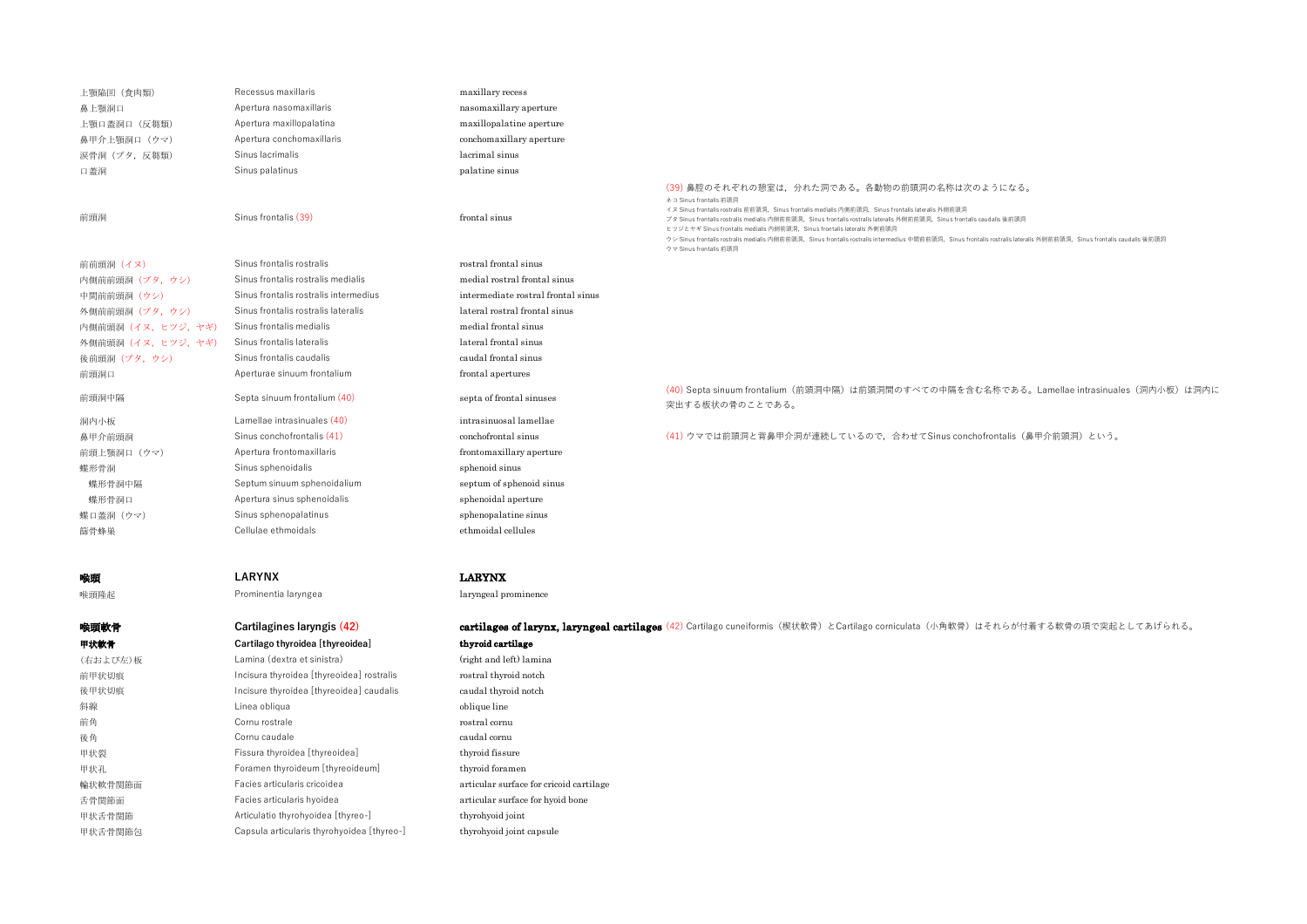| | | | |
|---|---|---|---|
| 上顎陥凹（食肉類） | Recessus maxillaris | maxillary recess | |
| 鼻上顎洞口 | Apertura nasomaxillaris | nasomaxillary aperture | |
| 上顎口蓋洞口（反芻類） | Apertura maxillopalatina | maxillopalatine aperture | |
| 鼻甲介上顎洞口（ウマ） | Apertura conchomaxillaris | conchomaxillary aperture | |
| 涙骨洞（ブタ，反芻類） | Sinus lacrimalis | lacrimal sinus | |
| 口蓋洞 | Sinus palatinus | palatine sinus | |
| 前頭洞 | Sinus frontalis (39) | frontal sinus | (39) 鼻腔のそれぞれの憩室は，分れた洞である。各動物の前頭洞の名称は次のようになる。<br>ネコ Sinus frontalis 前頭洞<br>イヌ Sinus frontalis rostralis 前前頭洞，Sinus frontalis medialis 内側前頭洞，Sinus frontalis lateralis 外側前頭洞<br>ブタ Sinus frontalis rostralis medialis 内側前前頭洞，Sinus frontalis rostralis lateralis 外側前前頭洞，Sinus frontalis caudalis 後前頭洞<br>ヒツジとヤギ Sinus frontalis medialis 内側前頭洞，Sinus frontalis lateralis 外側前頭洞<br>ウシ Sinus frontalis rostralis medialis 内側前前頭洞，Sinus frontalis rostralis intermedius 中間前前頭洞，Sinus frontalis rostralis lateralis 外側前前頭洞，Sinus frontalis caudalis 後前頭洞<br>ウマ Sinus frontalis 前頭洞 |
| 前前頭洞（イヌ） | Sinus frontalis rostralis | rostral frontal sinus | |
| 内側前前頭洞（ブタ，ウシ） | Sinus frontalis rostralis medialis | medial rostral frontal sinus | |
| 中間前前頭洞（ウシ） | Sinus frontalis rostralis intermedius | intermediate rostral frontal sinus | |
| 外側前前頭洞（ブタ，ウシ） | Sinus frontalis rostralis lateralis | lateral rostral frontal sinus | |
| 内側前頭洞（イヌ，ヒツジ，ヤギ） | Sinus frontalis medialis | medial frontal sinus | |
| 外側前頭洞（イヌ，ヒツジ，ヤギ） | Sinus frontalis lateralis | lateral frontal sinus | |
| 後前頭洞（ブタ，ウシ） | Sinus frontalis caudalis | caudal frontal sinus | |
| 前頭洞口 | Aperturae sinuum frontalium | frontal apertures | |
| 前頭洞中隔 | Septa sinuum frontalium (40) | septa of frontal sinuses | (40) Septa sinuum frontalium（前頭洞中隔）は前頭洞間のすべての中隔を含む名称である。Lamellae intrasinuales（洞内小板）は洞内に突出する板状の骨のことである。 |
| 洞内小板 | Lamellae intrasinuales (40) | intrasinuosal lamellae | |
| 鼻甲介前頭洞 | Sinus conchofrontalis (41) | conchofrontal sinus | (41) ウマでは前頭洞と背鼻甲介洞が連続しているので，合わせてSinus conchofrontalis（鼻甲介前頭洞）という。 |
| 前頭上顎洞口（ウマ） | Apertura frontomaxillaris | frontomaxillary aperture | |
| 蝶形骨洞 | Sinus sphenoidalis | sphenoid sinus | |
| 蝶形骨洞中隔 | Septum sinuum sphenoidalium | septum of sphenoid sinus | |
| 蝶形骨洞口 | Apertura sinus sphenoidalis | sphenoidal aperture | |
| 蝶口蓋洞（ウマ） | Sinus sphenopalatinus | sphenopalatine sinus | |
| 篩骨蜂巣 | Cellulae ethmoidals | ethmoidal cellules | |

| | | | |
|---|---|---|---|
| **喉頭** | **LARYNX** | **LARYNX** | |
| 喉頭隆起 | Prominentia laryngea | laryngeal prominence | |
| **喉頭軟骨** | **Cartilagines laryngis (42)** | **cartilages of larynx, laryngeal cartilages** | (42) Cartilago cuneiformis（楔状軟骨）とCartilago corniculata（小角軟骨）はそれらが付着する軟骨の項で突起としてあげられる。 |
| **甲状軟骨** | **Cartilago thyroidea [thyreoidea]** | **thyroid cartilage** | |
| (右および左)板 | Lamina (dextra et sinistra) | (right and left) lamina | |
| 前甲状切痕 | Incisura thyroidea [thyreoidea] rostralis | rostral thyroid notch | |
| 後甲状切痕 | Incisure thyroidea [thyreoidea] caudalis | caudal thyroid notch | |
| 斜線 | Linea obliqua | oblique line | |
| 前角 | Cornu rostrale | rostral cornu | |
| 後角 | Cornu caudale | caudal cornu | |
| 甲状裂 | Fissura thyroidea [thyreoidea] | thyroid fissure | |
| 甲状孔 | Foramen thyroideum [thyreoideum] | thyroid foramen | |
| 輪状軟骨関節面 | Facies articularis cricoidea | articular surface for cricoid cartilage | |
| 舌骨関節面 | Facies articularis hyoidea | articular surface for hyoid bone | |
| 甲状舌骨関節 | Articulatio thyrohyoidea [thyreo-] | thyrohyoid joint | |
| 甲状舌骨関節包 | Capsula articularis thyrohyoidea [thyreo-] | thyrohyoid joint capsule | |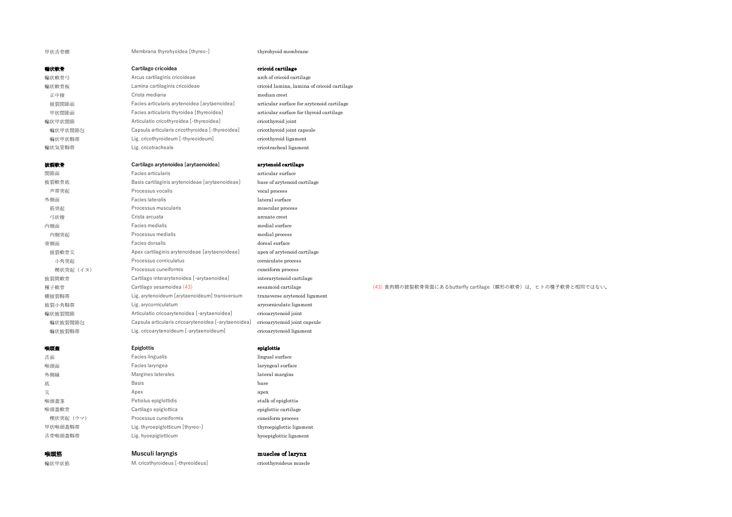| | | | |
|---|---|---|---|
| 甲状舌骨膜 | Membrana thyrohyoidea [thyreo-] | thyrohyoid membrane | |
| | | | |
| **輪状軟骨** | **Cartilago cricoidea** | **cricoid cartilage** | |
| 輪状軟骨弓 | Arcus cartilaginis cricoideae | arch of cricoid cartilage | |
| 輪状軟骨板 | Lamina cartilaginis cricoideae | cricoid lamina, lamina of cricoid cartilage | |
| 　正中稜 | Crista mediana | median crest | |
| 　披裂関節面 | Facies articularis arytenoidea [arytaenoidea] | articular surface for arytenoid cartilage | |
| 　甲状関節面 | Facies articularis thyroidea [thyreoidea] | articular surface for thyroid cartilage | |
| 輪状甲状関節 | Articulatio cricothyroidea [-thyreoidea] | cricothyroid joint | |
| 　輪状甲状関節包 | Capsula articularis cricothyroidea [-thyreoidea] | cricothyroid joint capsule | |
| 　輪状甲状靱帯 | Lig. cricothyroideum [-thyreoideum] | cricothyroid ligament | |
| 輪状気管靱帯 | Lig. cricotracheale | cricotracheal ligament | |
| | | | |
| **披裂軟骨** | **Cartilago arytenoidea [arytaenoidea]** | **arytenoid cartilage** | |
| 関節面 | Facies articularis | articular surface | |
| 披裂軟骨底 | Basis cartilaginis arytenoideae [arytaenoideae] | base of arytenoid cartilage | |
| 　声帯突起 | Processus vocalis | vocal process | |
| 外側面 | Facies lateralis | lateral surface | |
| 　筋突起 | Processus muscularis | muscular process | |
| 　弓状稜 | Crista arcuata | arcuate crest | |
| 内側面 | Facies medialis | medial surface | |
| 　内側突起 | Processus medialis | medial process | |
| 背側面 | Facies dorsalis | dorsal surface | |
| 　披裂軟骨尖 | Apex cartilaginis arytenoideae [arytaenoideae] | apex of arytenoid cartilage | |
| 　　小角突起 | Processus corniculatus | corniculate process | |
| 　　楔状突起（イヌ） | Processus cuneiformis | cuneiform process | |
| 披裂間軟骨 | Cartilago interarytenoidea [-arytaenoidea] | interarytenoid cartilage | |
| 種子軟骨 | Cartilago sesamoidea (43) | sesamoid cartilage | (43) 食肉類の披裂軟骨背面にあるbutterfly cartilage（蝶形の軟骨）は、ヒトの種子軟骨と相同ではない。 |
| 横披裂靱帯 | Lig. arytenoideum [arytaenoideum] transversum | transverse arytenoid ligament | |
| 披裂小角靱帯 | Lig. arycorniculatum | arycorniculate ligament | |
| 輪状披裂関節 | Articulatio cricoarytenoidea [-arytaenoidea] | cricoarytenoid joint | |
| 　輪状披裂関節包 | Capsula articularis cricoarytenoidea [-arytaenoidea] | cricoarytenoid joint capsule | |
| 　輪状披裂靱帯 | Lig. cricoarytenoideum [-arytaenoideum] | cricoarytenoid ligament | |
| | | | |
| **喉頭蓋** | **Epiglottis** | **epiglottis** | |
| 舌面 | Facies lingualis | lingual surface | |
| 喉頭面 | Facies laryngea | laryngeal surface | |
| 外側縁 | Margines laterales | lateral margins | |
| 底 | Basis | base | |
| 尖 | Apex | apex | |
| 喉頭蓋茎 | Petiolus epiglottidis | stalk of epiglottis | |
| 喉頭蓋軟骨 | Cartilago epiglottica | epiglottic cartilage | |
| 　楔状突起（ウマ） | Processus cuneiformis | cuneiform process | |
| 甲状喉頭蓋靱帯 | Lig. thyroepiglotticum [thyreo-] | thyroepiglottic ligament | |
| 舌骨喉頭蓋靱帯 | Lig. hyoepiglotticum | hyoepiglottic ligament | |
| | | | |
| **喉頭筋** | **Musculi laryngis** | **muscles of larynx** | |
| 輪状甲状筋 | M. cricothyroideus [-thyreoideus] | cricothyroideus muscle | |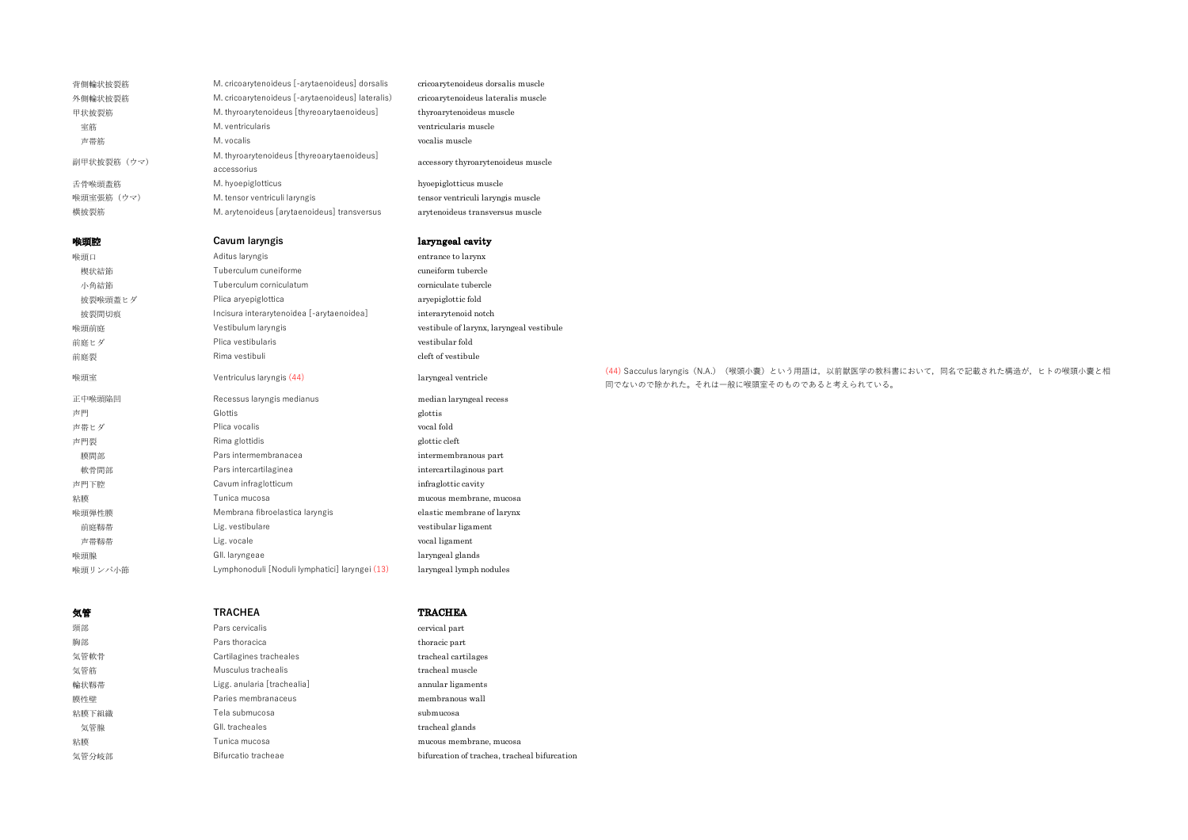| | | |
|---|---|---|
| 背側輪状披裂筋 | M. cricoarytenoideus [-arytaenoideus] dorsalis | cricoarytenoideus dorsalis muscle |
| 外側輪状披裂筋 | M. cricoarytenoideus [-arytaenoideus] lateralis) | cricoarytenoideus lateralis muscle |
| 甲状披裂筋 | M. thyroarytenoideus [thyreoarytaenoideus] | thyroarytenoideus muscle |
| 室筋 | M. ventricularis | ventricularis muscle |
| 声帯筋 | M. vocalis | vocalis muscle |
| 副甲状披裂筋（ウマ） | M. thyroarytenoideus [thyreoarytaenoideus] accessorius | accessory thyroarytenoideus muscle |
| 舌骨喉頭蓋筋 | M. hyoepiglotticus | hyoepiglotticus muscle |
| 喉頭室張筋（ウマ） | M. tensor ventriculi laryngis | tensor ventriculi laryngis muscle |
| 横披裂筋 | M. arytenoideus [arytaenoideus] transversus | arytenoideus transversus muscle |

## 喉頭腔 / Cavum laryngis / laryngeal cavity

| | | |
|---|---|---|
| 喉頭口 | Aditus laryngis | entrance to larynx |
| 楔状結節 | Tuberculum cuneiforme | cuneiform tubercle |
| 小角結節 | Tuberculum corniculatum | corniculate tubercle |
| 披裂喉頭蓋ヒダ | Plica aryepiglottica | aryepiglottic fold |
| 披裂間切痕 | Incisura interarytenoidea [-arytaenoidea] | interarytenoid notch |
| 喉頭前庭 | Vestibulum laryngis | vestibule of larynx, laryngeal vestibule |
| 前庭ヒダ | Plica vestibularis | vestibular fold |
| 前庭裂 | Rima vestibuli | cleft of vestibule |
| 喉頭室 | Ventriculus laryngis (44) | laryngeal ventricle |
| 正中喉頭陥凹 | Recessus laryngis medianus | median laryngeal recess |
| 声門 | Glottis | glottis |
| 声帯ヒダ | Plica vocalis | vocal fold |
| 声門裂 | Rima glottidis | glottic cleft |
| 膜間部 | Pars intermembranacea | intermembranous part |
| 軟骨間部 | Pars intercartilaginea | intercartilaginous part |
| 声門下腔 | Cavum infraglotticum | infraglottic cavity |
| 粘膜 | Tunica mucosa | mucous membrane, mucosa |
| 喉頭弾性膜 | Membrana fibroelastica laryngis | elastic membrane of larynx |
| 前庭靭帯 | Lig. vestibulare | vestibular ligament |
| 声帯靭帯 | Lig. vocale | vocal ligament |
| 喉頭腺 | Gll. laryngeae | laryngeal glands |
| 喉頭リンパ小節 | Lymphonoduli [Noduli lymphatici] laryngei (13) | laryngeal lymph nodules |

(44) Sacculus laryngis（N.A.）（喉頭小嚢）という用語は，以前獣医学の教科書において，同名で記載された構造が，ヒトの喉頭小嚢と相同でないので除かれた。それは一般に喉頭室そのものであると考えられている。

## 気管 / TRACHEA / TRACHEA

| | | |
|---|---|---|
| 頸部 | Pars cervicalis | cervical part |
| 胸部 | Pars thoracica | thoracic part |
| 気管軟骨 | Cartilagines tracheales | tracheal cartilages |
| 気管筋 | Musculus trachealis | tracheal muscle |
| 輪状靭帯 | Ligg. anularia [trachealia] | annular ligaments |
| 膜性壁 | Paries membranaceus | membranous wall |
| 粘膜下組織 | Tela submucosa | submucosa |
| 気管腺 | Gll. tracheales | tracheal glands |
| 粘膜 | Tunica mucosa | mucous membrane, mucosa |
| 気管分岐部 | Bifurcatio tracheae | bifurcation of trachea, tracheal bifurcation |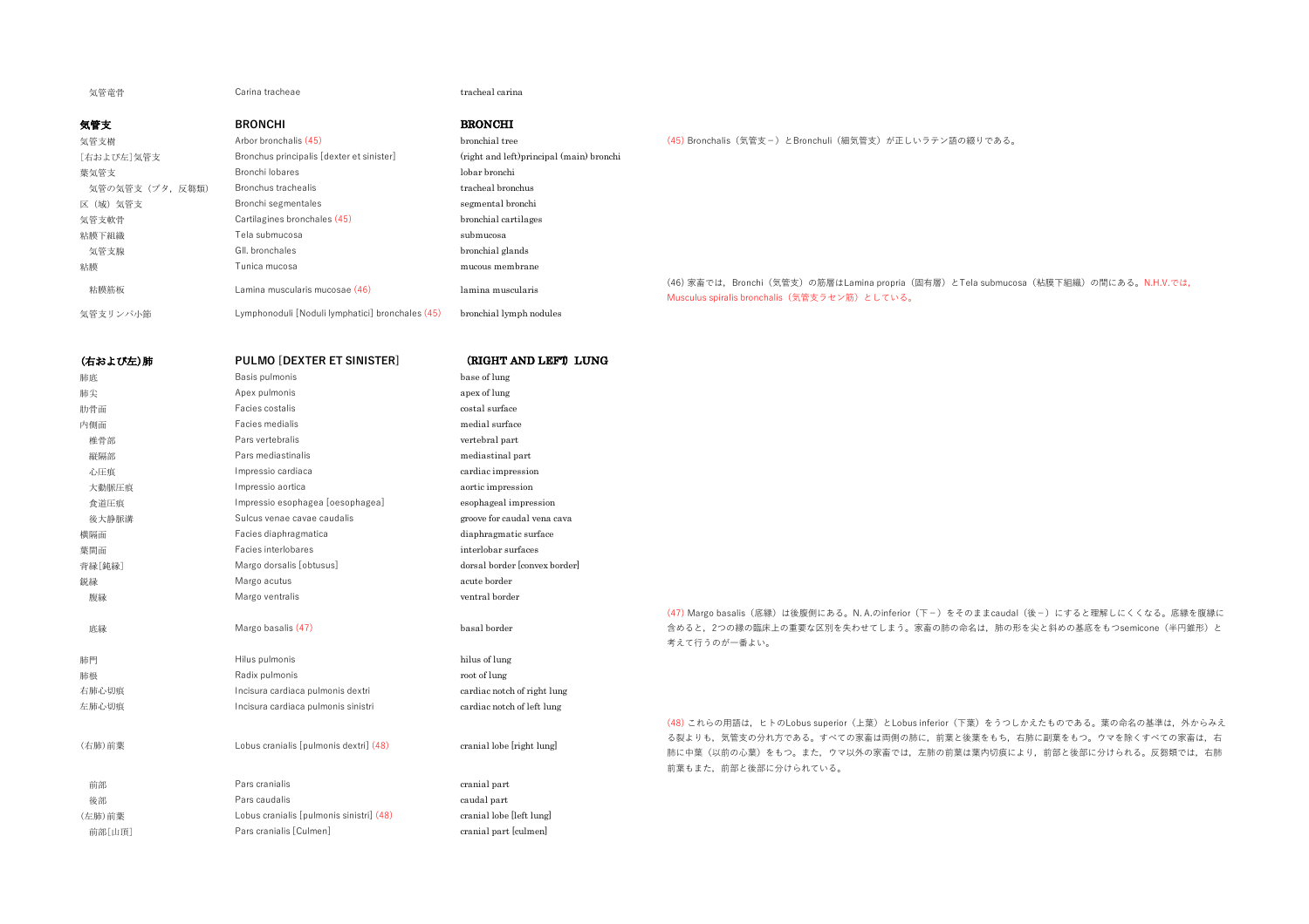| 日本語 | Latin | English | 注 |
|---|---|---|---|
| 気管竜骨 | Carina tracheae | tracheal carina | |
| **気管支** | **BRONCHI** | **BRONCHI** | |
| 気管支樹 | Arbor bronchalis (45) | bronchial tree | (45) Bronchalis（気管支－）とBronchuli（細気管支）が正しいラテン語の綴りである。 |
| [右および左]気管支 | Bronchus principalis [dexter et sinister] | (right and left)principal (main) bronchi | |
| 葉気管支 | Bronchi lobares | lobar bronchi | |
| 気管の気管支（ブタ，反芻類） | Bronchus trachealis | tracheal bronchus | |
| 区（域）気管支 | Bronchi segmentales | segmental bronchi | |
| 気管支軟骨 | Cartilagines bronchales (45) | bronchial cartilages | |
| 粘膜下組織 | Tela submucosa | submucosa | |
| 気管支腺 | Gll. bronchales | bronchial glands | |
| 粘膜 | Tunica mucosa | mucous membrane | |
| 粘膜筋板 | Lamina muscularis mucosae (46) | lamina muscularis | (46) 家畜では，Bronchi（気管支）の筋層はLamina propria（固有層）とTela submucosa（粘膜下組織）の間にある。N.H.V.では，Musculus spiralis bronchalis（気管支ラセン筋）としている。 |
| 気管支リンパ小節 | Lymphonoduli [Noduli lymphatici] bronchales (45) | bronchial lymph nodules | |
| **(右および左)肺** | **PULMO [DEXTER ET SINISTER]** | **(RIGHT AND LEFT) LUNG** | |
| 肺底 | Basis pulmonis | base of lung | |
| 肺尖 | Apex pulmonis | apex of lung | |
| 肋骨面 | Facies costalis | costal surface | |
| 内側面 | Facies medialis | medial surface | |
| 椎骨部 | Pars vertebralis | vertebral part | |
| 縦隔部 | Pars mediastinalis | mediastinal part | |
| 心圧痕 | Impressio cardiaca | cardiac impression | |
| 大動脈圧痕 | Impressio aortica | aortic impression | |
| 食道圧痕 | Impressio esophagea [oesophagea] | esophageal impression | |
| 後大静脈溝 | Sulcus venae cavae caudalis | groove for caudal vena cava | |
| 横隔面 | Facies diaphragmatica | diaphragmatic surface | |
| 葉間面 | Facies interlobares | interlobar surfaces | |
| 背縁[鈍縁] | Margo dorsalis [obtusus] | dorsal border [convex border] | |
| 鋭縁 | Margo acutus | acute border | |
| 腹縁 | Margo ventralis | ventral border | |
| 底縁 | Margo basalis (47) | basal border | (47) Margo basalis（底縁）は後腹側にある。N. A.のinferior（下－）をそのままcaudal（後－）にすると理解しにくくなる。底縁を腹縁に含めると，2つの縁の臨床上の重要な区別を失わせてしまう。家畜の肺の命名は，肺の形を尖と斜めの基底をもつsemicone（半円錐形）と考えて行うのが一番よい。 |
| 肺門 | Hilus pulmonis | hilus of lung | |
| 肺根 | Radix pulmonis | root of lung | |
| 右肺心切痕 | Incisura cardiaca pulmonis dextri | cardiac notch of right lung | |
| 左肺心切痕 | Incisura cardiaca pulmonis sinistri | cardiac notch of left lung | |
| (右肺)前葉 | Lobus cranialis [pulmonis dextri] (48) | cranial lobe [right lung] | (48) これらの用語は，ヒトのLobus superior（上葉）とLobus inferior（下葉）をうつしかえたものである。葉の命名の基準は，外からみえる裂よりも，気管支の分れ方である。すべての家畜は両側の肺に，前葉と後葉をもち，右肺に副葉をもつ。ウマを除くすべての家畜は，右肺に中葉（以前の心葉）をもつ。また，ウマ以外の家畜では，左肺の前葉は葉内切痕により，前部と後部に分けられる。反芻類では，右肺前葉もまた，前部と後部に分けられている。 |
| 前部 | Pars cranialis | cranial part | |
| 後部 | Pars caudalis | caudal part | |
| (左肺)前葉 | Lobus cranialis [pulmonis sinistri] (48) | cranial lobe [left lung] | |
| 前部[山頂] | Pars cranialis [Culmen] | cranial part [culmen] | |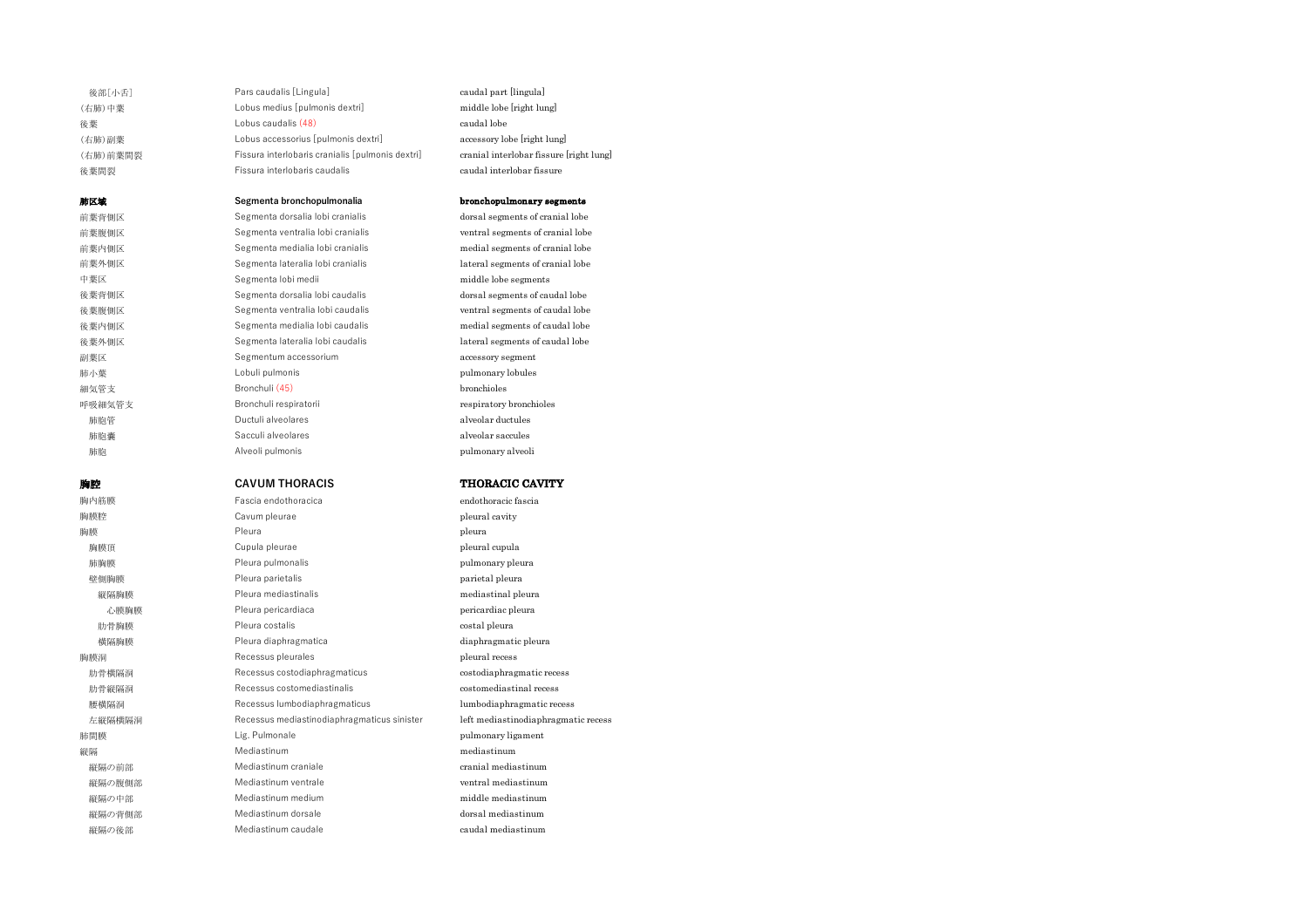| | | |
|---|---|---|
| 後部[小舌] | Pars caudalis [Lingula] | caudal part [lingula] |
| (右肺)中葉 | Lobus medius [pulmonis dextri] | middle lobe [right lung] |
| 後葉 | Lobus caudalis (48) | caudal lobe |
| (右肺)副葉 | Lobus accessorius [pulmonis dextri] | accessory lobe [right lung] |
| (右肺)前葉間裂 | Fissura interlobaris cranialis [pulmonis dextri] | cranial interlobar fissure [right lung] |
| 後葉間裂 | Fissura interlobaris caudalis | caudal interlobar fissure |
| **肺区域** | **Segmenta bronchopulmonalia** | **bronchopulmonary segments** |
| 前葉背側区 | Segmenta dorsalia lobi cranialis | dorsal segments of cranial lobe |
| 前葉腹側区 | Segmenta ventralia lobi cranialis | ventral segments of cranial lobe |
| 前葉内側区 | Segmenta medialia lobi cranialis | medial segments of cranial lobe |
| 前葉外側区 | Segmenta lateralia lobi cranialis | lateral segments of cranial lobe |
| 中葉区 | Segmenta lobi medii | middle lobe segments |
| 後葉背側区 | Segmenta dorsalia lobi caudalis | dorsal segments of caudal lobe |
| 後葉腹側区 | Segmenta ventralia lobi caudalis | ventral segments of caudal lobe |
| 後葉内側区 | Segmenta medialia lobi caudalis | medial segments of caudal lobe |
| 後葉外側区 | Segmenta lateralia lobi caudalis | lateral segments of caudal lobe |
| 副葉区 | Segmentum accessorium | accessory segment |
| 肺小葉 | Lobuli pulmonis | pulmonary lobules |
| 細気管支 | Bronchuli (45) | bronchioles |
| 呼吸細気管支 | Bronchuli respiratorii | respiratory bronchioles |
| 肺胞管 | Ductuli alveolares | alveolar ductules |
| 肺胞嚢 | Sacculi alveolares | alveolar saccules |
| 肺胞 | Alveoli pulmonis | pulmonary alveoli |

## 胸腔 CAVUM THORACIS THORACIC CAVITY

| | | |
|---|---|---|
| 胸内筋膜 | Fascia endothoracica | endothoracic fascia |
| 胸膜腔 | Cavum pleurae | pleural cavity |
| 胸膜 | Pleura | pleura |
| 胸膜頂 | Cupula pleurae | pleural cupula |
| 肺胸膜 | Pleura pulmonalis | pulmonary pleura |
| 壁側胸膜 | Pleura parietalis | parietal pleura |
| 縦隔胸膜 | Pleura mediastinalis | mediastinal pleura |
| 心膜胸膜 | Pleura pericardiaca | pericardiac pleura |
| 肋骨胸膜 | Pleura costalis | costal pleura |
| 横隔胸膜 | Pleura diaphragmatica | diaphragmatic pleura |
| 胸膜洞 | Recessus pleurales | pleural recess |
| 肋骨横隔洞 | Recessus costodiaphragmaticus | costodiaphragmatic recess |
| 肋骨縦隔洞 | Recessus costomediastinalis | costomediastinal recess |
| 腰横隔洞 | Recessus lumbodiaphragmaticus | lumbodiaphragmatic recess |
| 左縦隔横隔洞 | Recessus mediastinodiaphragmaticus sinister | left mediastinodiaphragmatic recess |
| 肺間膜 | Lig. Pulmonale | pulmonary ligament |
| 縦隔 | Mediastinum | mediastinum |
| 縦隔の前部 | Mediastinum craniale | cranial mediastinum |
| 縦隔の腹側部 | Mediastinum ventrale | ventral mediastinum |
| 縦隔の中部 | Mediastinum medium | middle mediastinum |
| 縦隔の背側部 | Mediastinum dorsale | dorsal mediastinum |
| 縦隔の後部 | Mediastinum caudale | caudal mediastinum |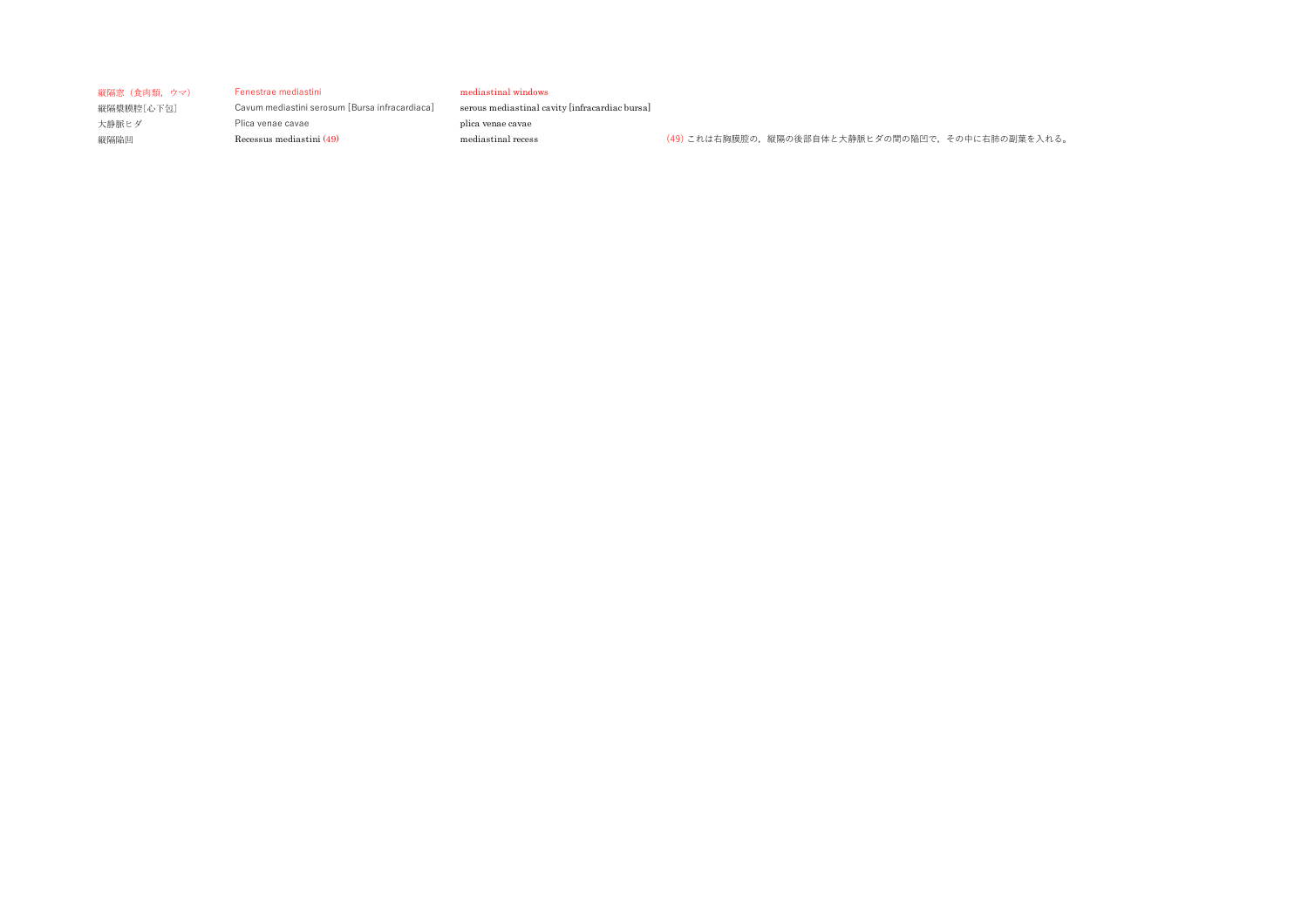| | | | |
|---|---|---|---|
| 縦隔窓（食肉類，ウマ） | Fenestrae mediastini | mediastinal windows | |
| 縦隔漿膜腔［心下包］ | Cavum mediastini serosum [Bursa infracardiaca] | serous mediastinal cavity [infracardiac bursa] | |
| 大静脈ヒダ | Plica venae cavae | plica venae cavae | |
| 縦隔陥凹 | Recessus mediastini (49) | mediastinal recess | (49) これは右胸膜腔の，縦隔の後部自体と大静脈ヒダの間の陥凹で，その中に右肺の副葉を入れる。 |